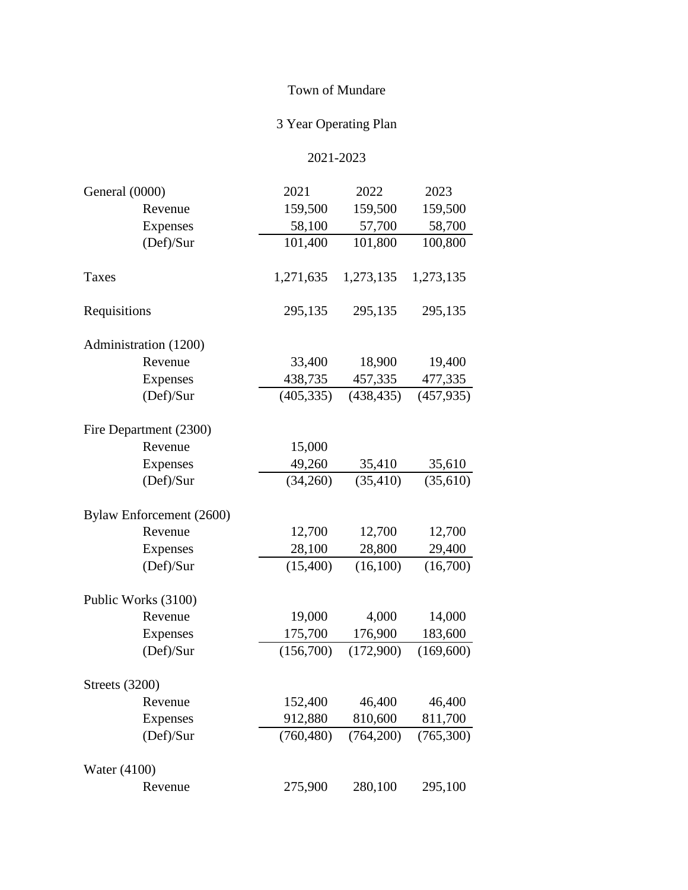Town of Mundare

3 Year Operating Plan

2021-2023

| General (0000) | 2021 | 2022 | 2023 |
|---|---|---|---|
| Revenue | 159,500 | 159,500 | 159,500 |
| Expenses | 58,100 | 57,700 | 58,700 |
| (Def)/Sur | 101,400 | 101,800 | 100,800 |
| | | | |
| Taxes | 1,271,635 | 1,273,135 | 1,273,135 |
| | | | |
| Requisitions | 295,135 | 295,135 | 295,135 |
| | | | |
| Administration (1200) | | | |
| Revenue | 33,400 | 18,900 | 19,400 |
| Expenses | 438,735 | 457,335 | 477,335 |
| (Def)/Sur | (405,335) | (438,435) | (457,935) |
| | | | |
| Fire Department (2300) | | | |
| Revenue | 15,000 | | |
| Expenses | 49,260 | 35,410 | 35,610 |
| (Def)/Sur | (34,260) | (35,410) | (35,610) |
| | | | |
| Bylaw Enforcement (2600) | | | |
| Revenue | 12,700 | 12,700 | 12,700 |
| Expenses | 28,100 | 28,800 | 29,400 |
| (Def)/Sur | (15,400) | (16,100) | (16,700) |
| | | | |
| Public Works (3100) | | | |
| Revenue | 19,000 | 4,000 | 14,000 |
| Expenses | 175,700 | 176,900 | 183,600 |
| (Def)/Sur | (156,700) | (172,900) | (169,600) |
| | | | |
| Streets (3200) | | | |
| Revenue | 152,400 | 46,400 | 46,400 |
| Expenses | 912,880 | 810,600 | 811,700 |
| (Def)/Sur | (760,480) | (764,200) | (765,300) |
| | | | |
| Water (4100) | | | |
| Revenue | 275,900 | 280,100 | 295,100 |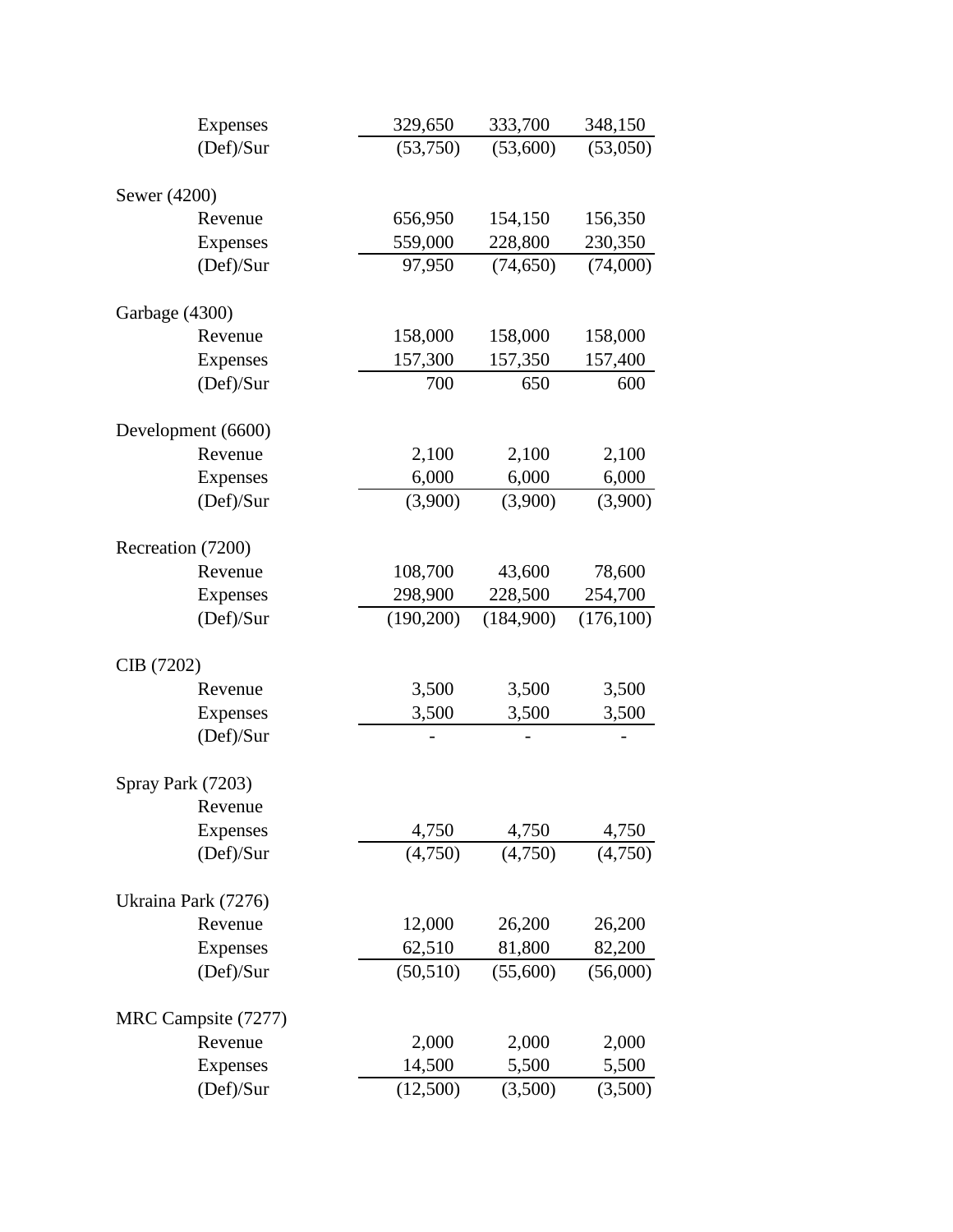| | | | |
|---|---|---|---|
| Expenses | 329,650 | 333,700 | 348,150 |
| (Def)/Sur | (53,750) | (53,600) | (53,050) |
| | | | |
| Sewer (4200) | | | |
| Revenue | 656,950 | 154,150 | 156,350 |
| Expenses | 559,000 | 228,800 | 230,350 |
| (Def)/Sur | 97,950 | (74,650) | (74,000) |
| | | | |
| Garbage (4300) | | | |
| Revenue | 158,000 | 158,000 | 158,000 |
| Expenses | 157,300 | 157,350 | 157,400 |
| (Def)/Sur | 700 | 650 | 600 |
| | | | |
| Development (6600) | | | |
| Revenue | 2,100 | 2,100 | 2,100 |
| Expenses | 6,000 | 6,000 | 6,000 |
| (Def)/Sur | (3,900) | (3,900) | (3,900) |
| | | | |
| Recreation (7200) | | | |
| Revenue | 108,700 | 43,600 | 78,600 |
| Expenses | 298,900 | 228,500 | 254,700 |
| (Def)/Sur | (190,200) | (184,900) | (176,100) |
| | | | |
| CIB (7202) | | | |
| Revenue | 3,500 | 3,500 | 3,500 |
| Expenses | 3,500 | 3,500 | 3,500 |
| (Def)/Sur | - | - | - |
| | | | |
| Spray Park (7203) | | | |
| Revenue | | | |
| Expenses | 4,750 | 4,750 | 4,750 |
| (Def)/Sur | (4,750) | (4,750) | (4,750) |
| | | | |
| Ukraina Park (7276) | | | |
| Revenue | 12,000 | 26,200 | 26,200 |
| Expenses | 62,510 | 81,800 | 82,200 |
| (Def)/Sur | (50,510) | (55,600) | (56,000) |
| | | | |
| MRC Campsite (7277) | | | |
| Revenue | 2,000 | 2,000 | 2,000 |
| Expenses | 14,500 | 5,500 | 5,500 |
| (Def)/Sur | (12,500) | (3,500) | (3,500) |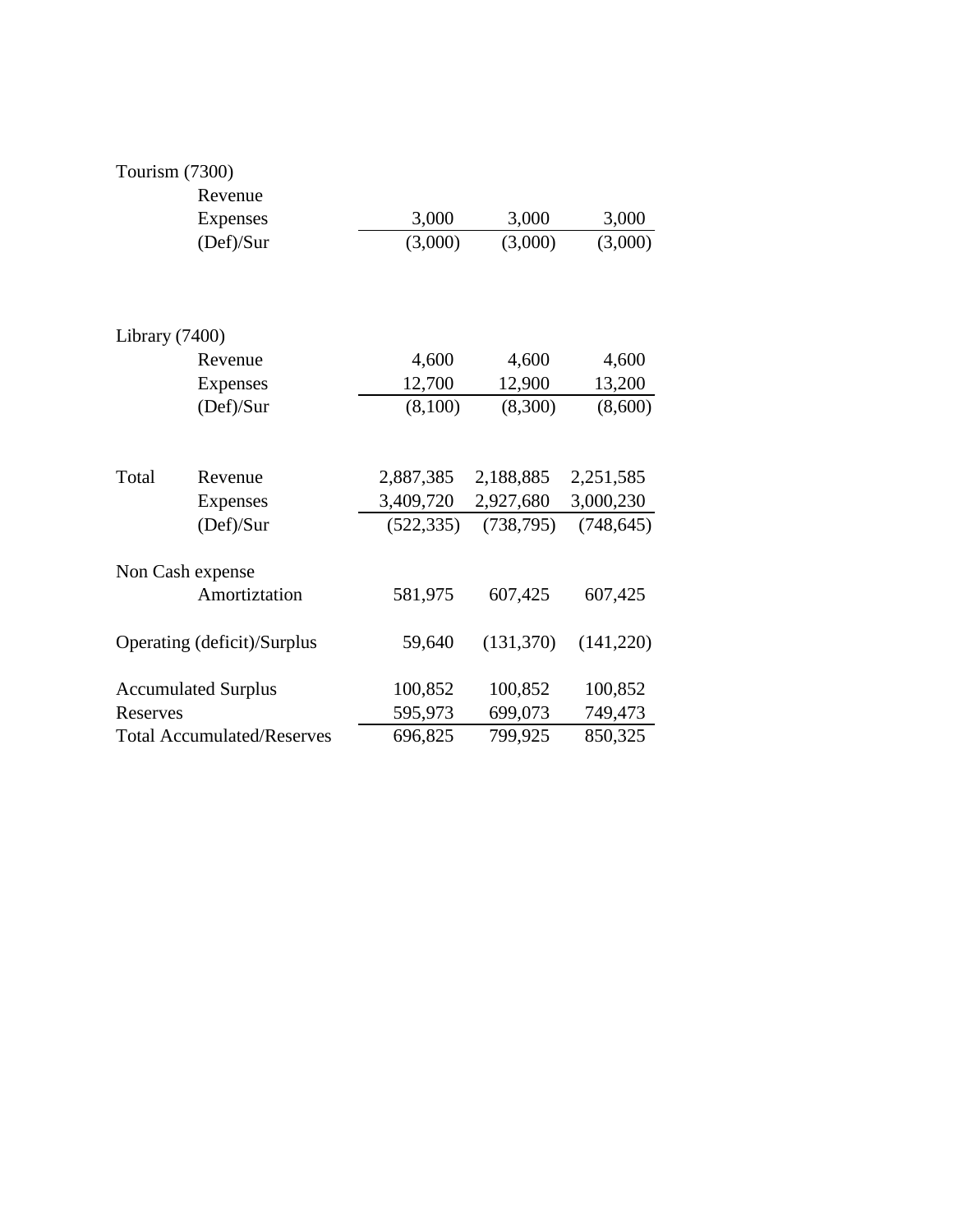| | | | | |
|---|---|---|---|---|
| Tourism (7300) | | | | |
| | Revenue | | | |
| | Expenses | 3,000 | 3,000 | 3,000 |
| | (Def)/Sur | (3,000) | (3,000) | (3,000) |
| | | | | |
| Library (7400) | | | | |
| | Revenue | 4,600 | 4,600 | 4,600 |
| | Expenses | 12,700 | 12,900 | 13,200 |
| | (Def)/Sur | (8,100) | (8,300) | (8,600) |
| | | | | |
| Total | Revenue | 2,887,385 | 2,188,885 | 2,251,585 |
| | Expenses | 3,409,720 | 2,927,680 | 3,000,230 |
| | (Def)/Sur | (522,335) | (738,795) | (748,645) |
| | | | | |
| Non Cash expense | | | | |
| | Amortiztation | 581,975 | 607,425 | 607,425 |
| | | | | |
| Operating (deficit)/Surplus | | 59,640 | (131,370) | (141,220) |
| | | | | |
| Accumulated Surplus | | 100,852 | 100,852 | 100,852 |
| Reserves | | 595,973 | 699,073 | 749,473 |
| Total Accumulated/Reserves | | 696,825 | 799,925 | 850,325 |